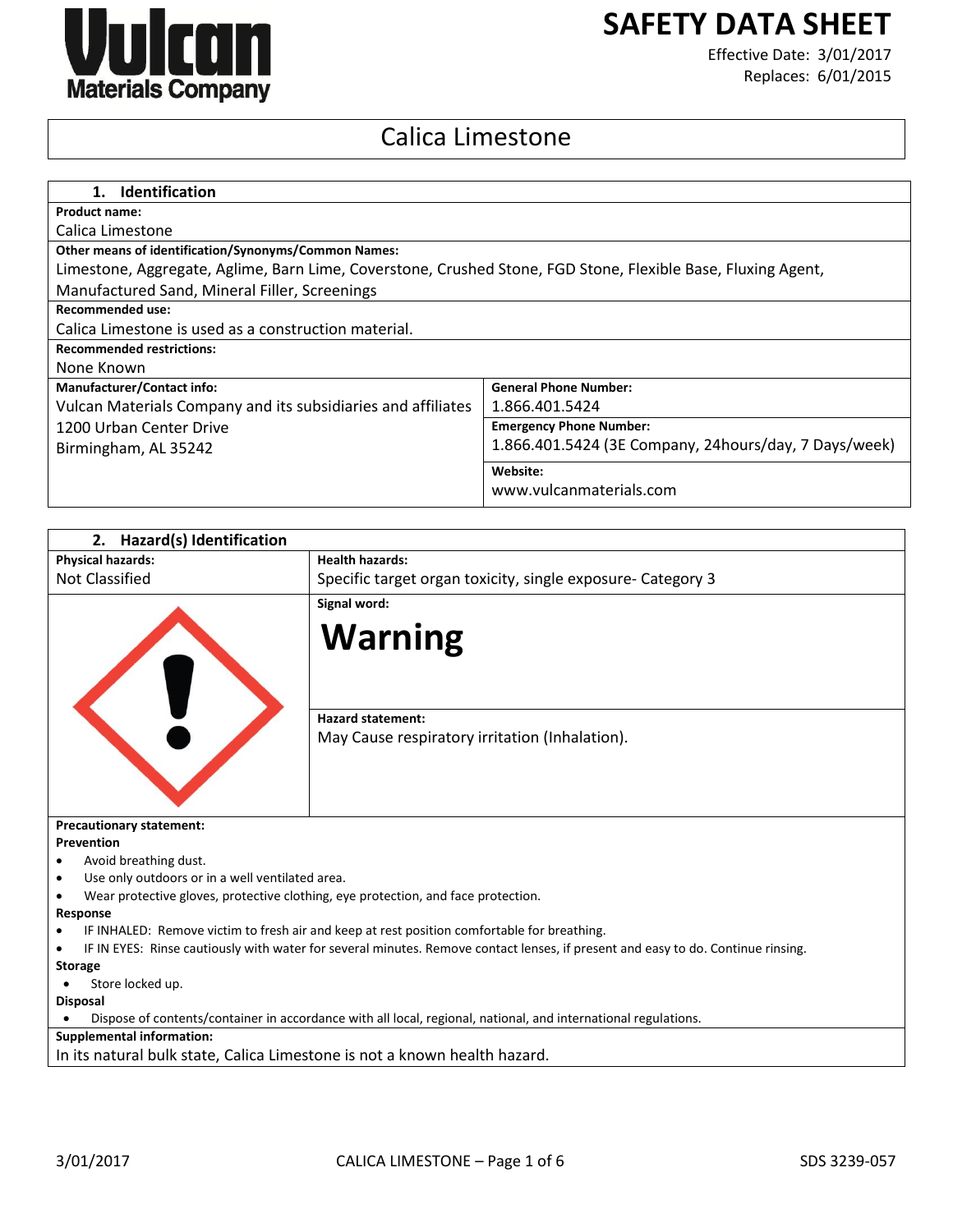# SAFETY DATA SHEET

Effective Date: 3/01/2017
Replaces: 6/01/2015

# Calica Limestone

## 1. Identification

**Product name:**
Calica Limestone

**Other means of identification/Synonyms/Common Names:**
Limestone, Aggregate, Aglime, Barn Lime, Coverstone, Crushed Stone, FGD Stone, Flexible Base, Fluxing Agent, Manufactured Sand, Mineral Filler, Screenings

**Recommended use:**
Calica Limestone is used as a construction material.

**Recommended restrictions:**
None Known

| **Manufacturer/Contact info:** | **General Phone Number:** |
|---|---|
| Vulcan Materials Company and its subsidiaries and affiliates<br>1200 Urban Center Drive<br>Birmingham, AL 35242 | 1.866.401.5424 |
| | **Emergency Phone Number:**<br>1.866.401.5424 (3E Company, 24hours/day, 7 Days/week) |
| | **Website:**<br>www.vulcanmaterials.com |

## 2. Hazard(s) Identification

| **Physical hazards:** | **Health hazards:** |
|---|---|
| Not Classified | Specific target organ toxicity, single exposure- Category 3 |

**Signal word:**

**Warning**

**Hazard statement:**
May Cause respiratory irritation (Inhalation).

**Precautionary statement:**

**Prevention**

- Avoid breathing dust.
- Use only outdoors or in a well ventilated area.
- Wear protective gloves, protective clothing, eye protection, and face protection.

**Response**

- IF INHALED: Remove victim to fresh air and keep at rest position comfortable for breathing.
- IF IN EYES: Rinse cautiously with water for several minutes. Remove contact lenses, if present and easy to do. Continue rinsing.

**Storage**

- Store locked up.

**Disposal**

- Dispose of contents/container in accordance with all local, regional, national, and international regulations.

**Supplemental information:**
In its natural bulk state, Calica Limestone is not a known health hazard.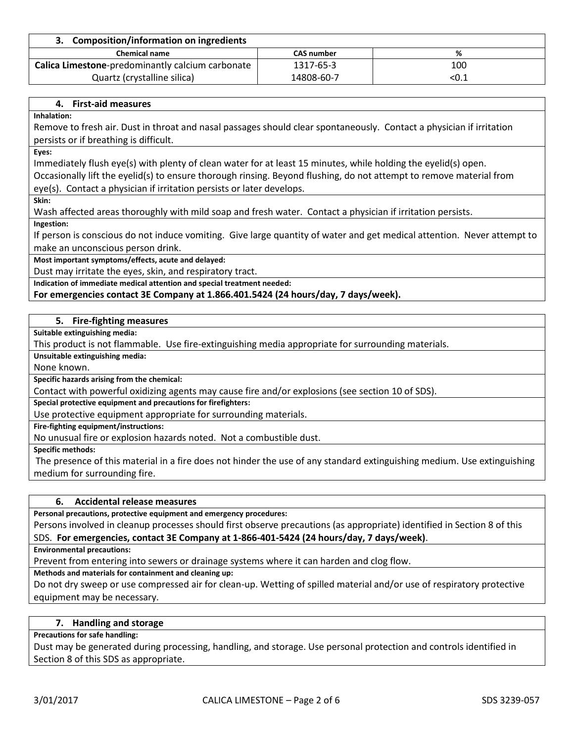## 3. Composition/information on ingredients

| Chemical name | CAS number | % |
|---|---|---|
| **Calica Limestone**-predominantly calcium carbonate | 1317-65-3 | 100 |
| Quartz (crystalline silica) | 14808-60-7 | <0.1 |

## 4. First-aid measures

**Inhalation:**

Remove to fresh air. Dust in throat and nasal passages should clear spontaneously. Contact a physician if irritation persists or if breathing is difficult.

**Eyes:**

Immediately flush eye(s) with plenty of clean water for at least 15 minutes, while holding the eyelid(s) open. Occasionally lift the eyelid(s) to ensure thorough rinsing. Beyond flushing, do not attempt to remove material from eye(s). Contact a physician if irritation persists or later develops.

**Skin:**

Wash affected areas thoroughly with mild soap and fresh water. Contact a physician if irritation persists.

**Ingestion:**

If person is conscious do not induce vomiting. Give large quantity of water and get medical attention. Never attempt to make an unconscious person drink.

**Most important symptoms/effects, acute and delayed:**

Dust may irritate the eyes, skin, and respiratory tract.

**Indication of immediate medical attention and special treatment needed:**

**For emergencies contact 3E Company at 1.866.401.5424 (24 hours/day, 7 days/week).**

## 5. Fire-fighting measures

**Suitable extinguishing media:**

This product is not flammable. Use fire-extinguishing media appropriate for surrounding materials.

**Unsuitable extinguishing media:**

None known.

**Specific hazards arising from the chemical:**

Contact with powerful oxidizing agents may cause fire and/or explosions (see section 10 of SDS).

**Special protective equipment and precautions for firefighters:**

Use protective equipment appropriate for surrounding materials.

**Fire-fighting equipment/instructions:**

No unusual fire or explosion hazards noted. Not a combustible dust.

**Specific methods:**

The presence of this material in a fire does not hinder the use of any standard extinguishing medium. Use extinguishing medium for surrounding fire.

## 6. Accidental release measures

**Personal precautions, protective equipment and emergency procedures:**

Persons involved in cleanup processes should first observe precautions (as appropriate) identified in Section 8 of this SDS. **For emergencies, contact 3E Company at 1-866-401-5424 (24 hours/day, 7 days/week)**.

**Environmental precautions:**

Prevent from entering into sewers or drainage systems where it can harden and clog flow.

**Methods and materials for containment and cleaning up:**

Do not dry sweep or use compressed air for clean-up. Wetting of spilled material and/or use of respiratory protective equipment may be necessary.

## 7. Handling and storage

**Precautions for safe handling:**

Dust may be generated during processing, handling, and storage. Use personal protection and controls identified in Section 8 of this SDS as appropriate.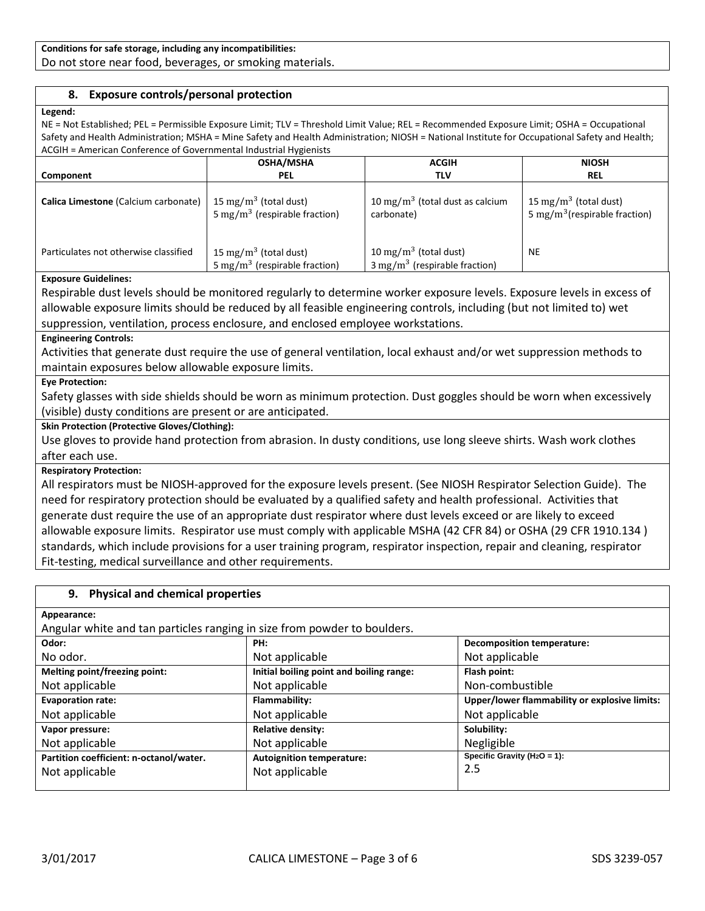**Conditions for safe storage, including any incompatibilities:**

Do not store near food, beverages, or smoking materials.

## 8. Exposure controls/personal protection

**Legend:**

NE = Not Established; PEL = Permissible Exposure Limit; TLV = Threshold Limit Value; REL = Recommended Exposure Limit; OSHA = Occupational Safety and Health Administration; MSHA = Mine Safety and Health Administration; NIOSH = National Institute for Occupational Safety and Health; ACGIH = American Conference of Governmental Industrial Hygienists

| Component | OSHA/MSHA PEL | ACGIH TLV | NIOSH REL |
|---|---|---|---|
| **Calica Limestone** (Calcium carbonate) | 15 $mg/m^3$ (total dust)<br>5 $mg/m^3$ (respirable fraction) | 10 $mg/m^3$ (total dust as calcium carbonate) | 15 $mg/m^3$ (total dust)<br>5 $mg/m^3$(respirable fraction) |
| Particulates not otherwise classified | 15 $mg/m^3$ (total dust)<br>5 $mg/m^3$ (respirable fraction) | 10 $mg/m^3$ (total dust)<br>3 $mg/m^3$ (respirable fraction) | NE |

**Exposure Guidelines:**

Respirable dust levels should be monitored regularly to determine worker exposure levels. Exposure levels in excess of allowable exposure limits should be reduced by all feasible engineering controls, including (but not limited to) wet suppression, ventilation, process enclosure, and enclosed employee workstations.

**Engineering Controls:**

Activities that generate dust require the use of general ventilation, local exhaust and/or wet suppression methods to maintain exposures below allowable exposure limits.

**Eye Protection:**

Safety glasses with side shields should be worn as minimum protection. Dust goggles should be worn when excessively (visible) dusty conditions are present or are anticipated.

**Skin Protection (Protective Gloves/Clothing):**

Use gloves to provide hand protection from abrasion. In dusty conditions, use long sleeve shirts. Wash work clothes after each use.

**Respiratory Protection:**

All respirators must be NIOSH-approved for the exposure levels present. (See NIOSH Respirator Selection Guide). The need for respiratory protection should be evaluated by a qualified safety and health professional. Activities that generate dust require the use of an appropriate dust respirator where dust levels exceed or are likely to exceed allowable exposure limits. Respirator use must comply with applicable MSHA (42 CFR 84) or OSHA (29 CFR 1910.134 ) standards, which include provisions for a user training program, respirator inspection, repair and cleaning, respirator Fit-testing, medical surveillance and other requirements.

## 9. Physical and chemical properties

**Appearance:**

Angular white and tan particles ranging in size from powder to boulders.

| | | |
|---|---|---|
| **Odor:**<br>No odor. | **PH:**<br>Not applicable | **Decomposition temperature:**<br>Not applicable |
| **Melting point/freezing point:**<br>Not applicable | **Initial boiling point and boiling range:**<br>Not applicable | **Flash point:**<br>Non-combustible |
| **Evaporation rate:**<br>Not applicable | **Flammability:**<br>Not applicable | **Upper/lower flammability or explosive limits:**<br>Not applicable |
| **Vapor pressure:**<br>Not applicable | **Relative density:**<br>Not applicable | **Solubility:**<br>Negligible |
| **Partition coefficient: n-octanol/water.**<br>Not applicable | **Autoignition temperature:**<br>Not applicable | **Specific Gravity ($H_2O$ = 1):**<br>2.5 |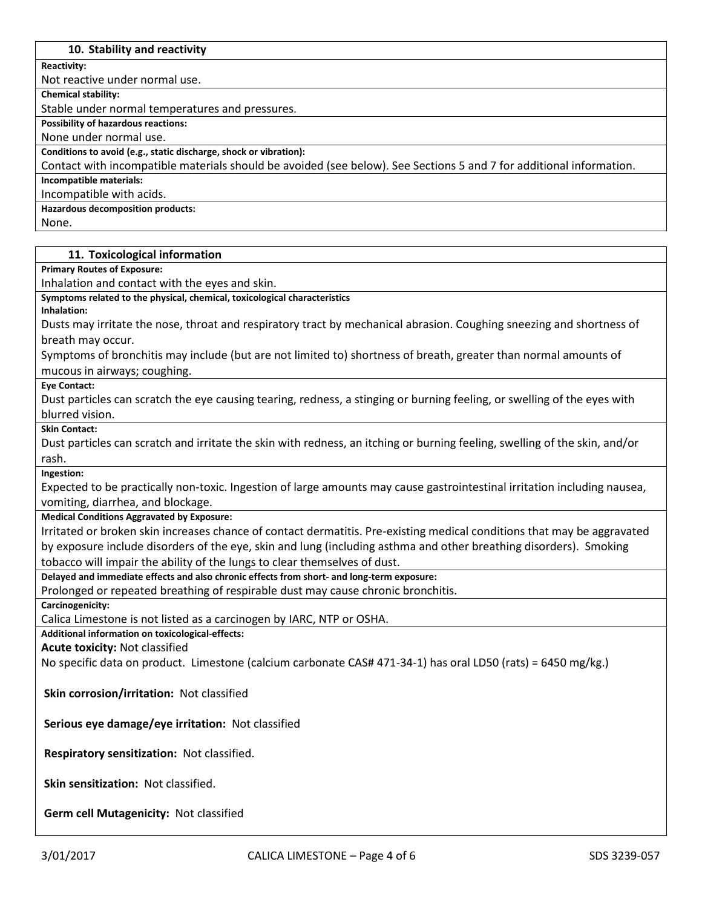## 10. Stability and reactivity

**Reactivity:**

Not reactive under normal use.

**Chemical stability:**

Stable under normal temperatures and pressures.

**Possibility of hazardous reactions:**

None under normal use.

**Conditions to avoid (e.g., static discharge, shock or vibration):**

Contact with incompatible materials should be avoided (see below). See Sections 5 and 7 for additional information.

**Incompatible materials:**

Incompatible with acids.

**Hazardous decomposition products:**

None.

## 11. Toxicological information

**Primary Routes of Exposure:**

Inhalation and contact with the eyes and skin.

**Symptoms related to the physical, chemical, toxicological characteristics**

**Inhalation:**

Dusts may irritate the nose, throat and respiratory tract by mechanical abrasion. Coughing sneezing and shortness of breath may occur.

Symptoms of bronchitis may include (but are not limited to) shortness of breath, greater than normal amounts of mucous in airways; coughing.

**Eye Contact:**

Dust particles can scratch the eye causing tearing, redness, a stinging or burning feeling, or swelling of the eyes with blurred vision.

**Skin Contact:**

Dust particles can scratch and irritate the skin with redness, an itching or burning feeling, swelling of the skin, and/or rash.

**Ingestion:**

Expected to be practically non-toxic. Ingestion of large amounts may cause gastrointestinal irritation including nausea, vomiting, diarrhea, and blockage.

**Medical Conditions Aggravated by Exposure:**

Irritated or broken skin increases chance of contact dermatitis. Pre-existing medical conditions that may be aggravated by exposure include disorders of the eye, skin and lung (including asthma and other breathing disorders). Smoking tobacco will impair the ability of the lungs to clear themselves of dust.

**Delayed and immediate effects and also chronic effects from short- and long-term exposure:**

Prolonged or repeated breathing of respirable dust may cause chronic bronchitis.

**Carcinogenicity:**

Calica Limestone is not listed as a carcinogen by IARC, NTP or OSHA.

**Additional information on toxicological-effects:**

**Acute toxicity:** Not classified

No specific data on product. Limestone (calcium carbonate CAS# 471-34-1) has oral LD50 (rats) = 6450 mg/kg.)

**Skin corrosion/irritation:** Not classified

**Serious eye damage/eye irritation:** Not classified

**Respiratory sensitization:** Not classified.

**Skin sensitization:** Not classified.

**Germ cell Mutagenicity:** Not classified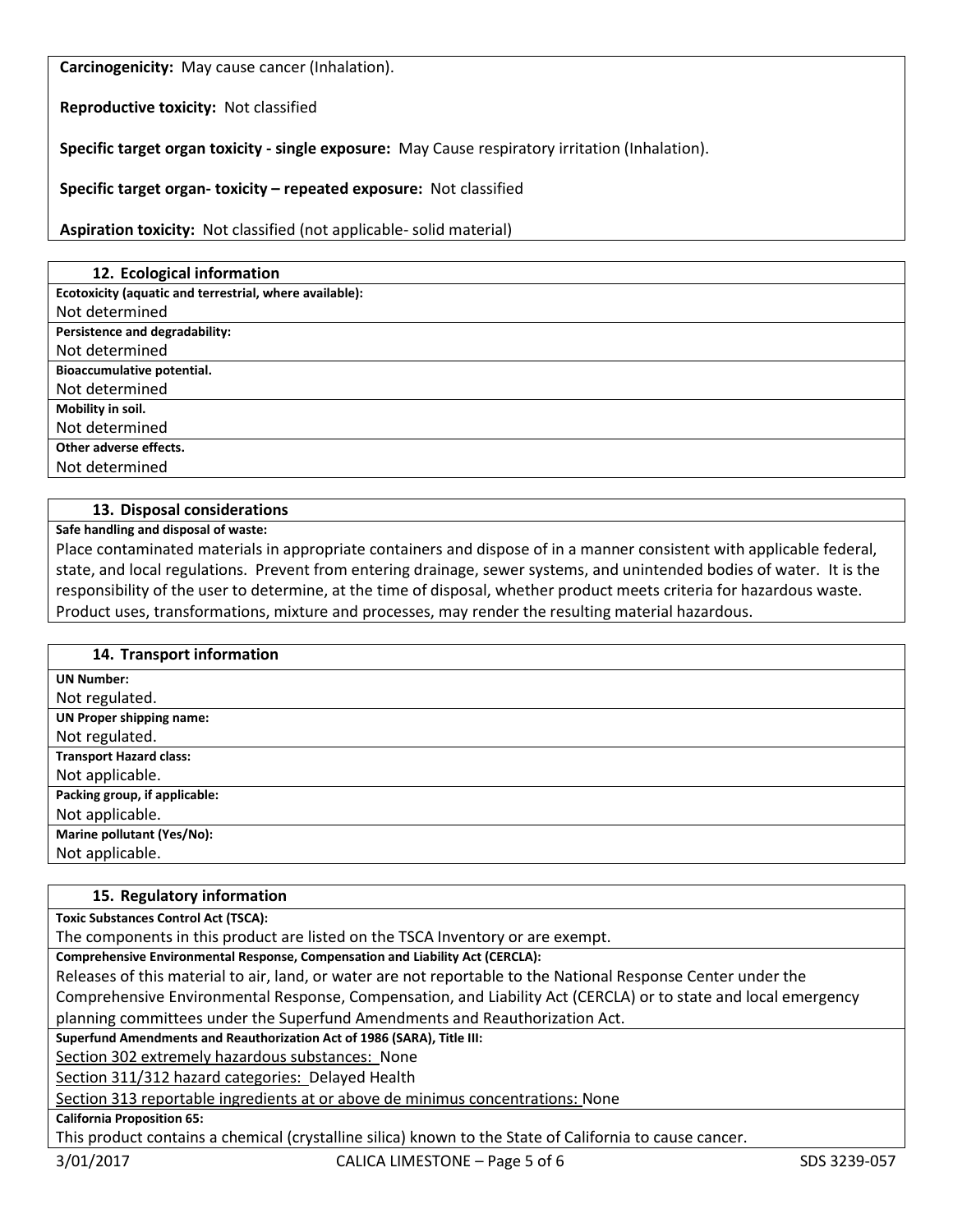**Carcinogenicity:** May cause cancer (Inhalation).

**Reproductive toxicity:** Not classified

**Specific target organ toxicity - single exposure:** May Cause respiratory irritation (Inhalation).

**Specific target organ- toxicity – repeated exposure:** Not classified

**Aspiration toxicity:** Not classified (not applicable- solid material)

## 12. Ecological information

**Ecotoxicity (aquatic and terrestrial, where available):**

Not determined

**Persistence and degradability:**

Not determined

**Bioaccumulative potential.**

Not determined

**Mobility in soil.**

Not determined

**Other adverse effects.**

Not determined

## 13. Disposal considerations

**Safe handling and disposal of waste:**

Place contaminated materials in appropriate containers and dispose of in a manner consistent with applicable federal, state, and local regulations. Prevent from entering drainage, sewer systems, and unintended bodies of water. It is the responsibility of the user to determine, at the time of disposal, whether product meets criteria for hazardous waste. Product uses, transformations, mixture and processes, may render the resulting material hazardous.

## 14. Transport information

**UN Number:**

Not regulated.

**UN Proper shipping name:**

Not regulated.

**Transport Hazard class:**

Not applicable.

**Packing group, if applicable:**

Not applicable.

**Marine pollutant (Yes/No):**

Not applicable.

## 15. Regulatory information

**Toxic Substances Control Act (TSCA):**

The components in this product are listed on the TSCA Inventory or are exempt.

**Comprehensive Environmental Response, Compensation and Liability Act (CERCLA):**

Releases of this material to air, land, or water are not reportable to the National Response Center under the Comprehensive Environmental Response, Compensation, and Liability Act (CERCLA) or to state and local emergency planning committees under the Superfund Amendments and Reauthorization Act.

**Superfund Amendments and Reauthorization Act of 1986 (SARA), Title III:**

Section 302 extremely hazardous substances: None

Section 311/312 hazard categories: Delayed Health

Section 313 reportable ingredients at or above de minimus concentrations: None

**California Proposition 65:**

This product contains a chemical (crystalline silica) known to the State of California to cause cancer.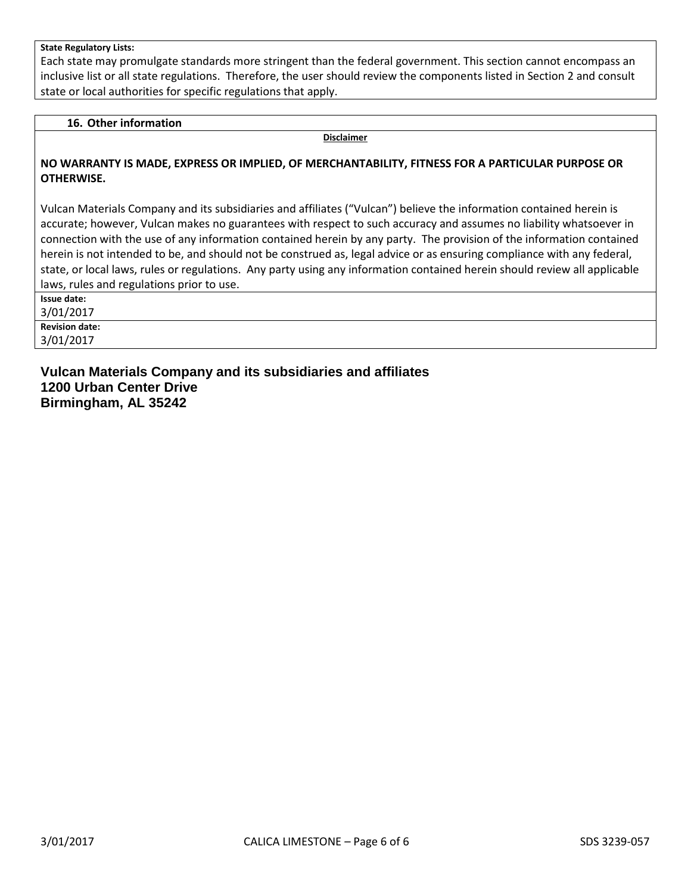**State Regulatory Lists:**

Each state may promulgate standards more stringent than the federal government. This section cannot encompass an inclusive list or all state regulations. Therefore, the user should review the components listed in Section 2 and consult state or local authorities for specific regulations that apply.

## 16. Other information

**Disclaimer**

**NO WARRANTY IS MADE, EXPRESS OR IMPLIED, OF MERCHANTABILITY, FITNESS FOR A PARTICULAR PURPOSE OR OTHERWISE.**

Vulcan Materials Company and its subsidiaries and affiliates ("Vulcan") believe the information contained herein is accurate; however, Vulcan makes no guarantees with respect to such accuracy and assumes no liability whatsoever in connection with the use of any information contained herein by any party. The provision of the information contained herein is not intended to be, and should not be construed as, legal advice or as ensuring compliance with any federal, state, or local laws, rules or regulations. Any party using any information contained herein should review all applicable laws, rules and regulations prior to use.

**Issue date:**
3/01/2017

**Revision date:**
3/01/2017

**Vulcan Materials Company and its subsidiaries and affiliates**
**1200 Urban Center Drive**
**Birmingham, AL 35242**